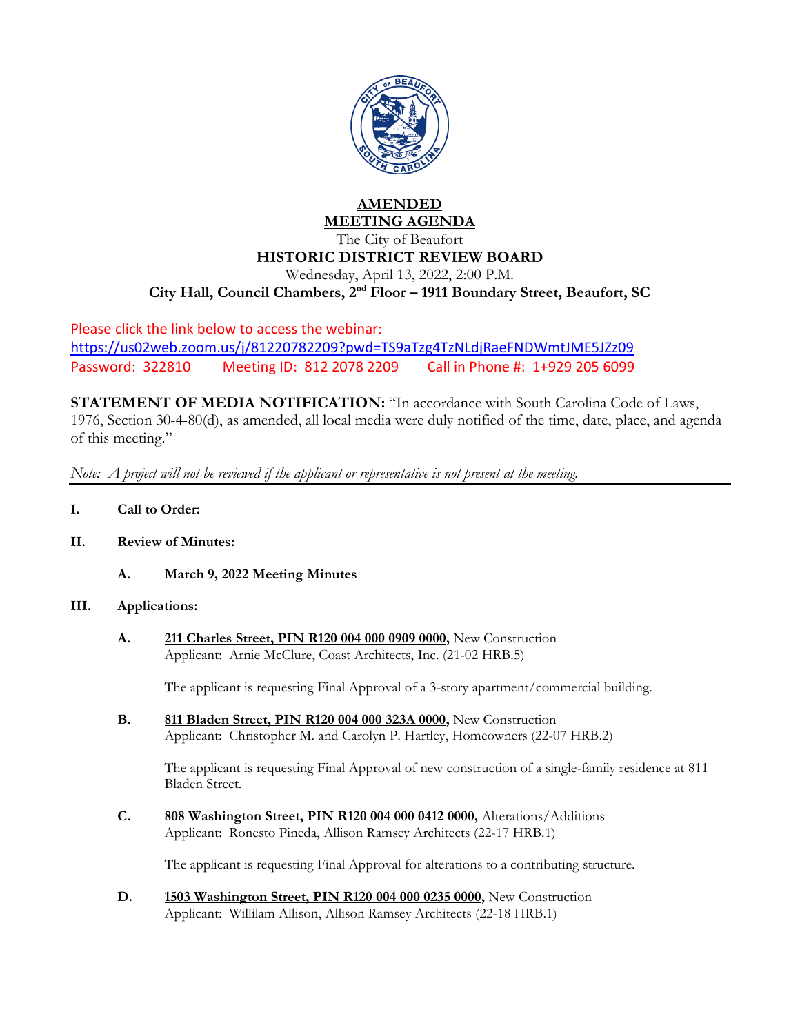# AMENDED MEETING AGENDA

The City of Beaufort

**HISTORIC DISTRICT REVIEW BOARD**

Wednesday, April 13, 2022, 2:00 P.M.

**City Hall, Council Chambers, 2nd Floor – 1911 Boundary Street, Beaufort, SC**

Please click the link below to access the webinar:

https://us02web.zoom.us/j/81220782209?pwd=TS9aTzg4TzNLdjRaeFNDWmtJME5JZz09

Password: 322810 Meeting ID: 812 2078 2209 Call in Phone #: 1+929 205 6099

**STATEMENT OF MEDIA NOTIFICATION:** "In accordance with South Carolina Code of Laws, 1976, Section 30-4-80(d), as amended, all local media were duly notified of the time, date, place, and agenda of this meeting."

*Note: A project will not be reviewed if the applicant or representative is not present at the meeting.*

---

**I. Call to Order:**

**II. Review of Minutes:**

**A. March 9, 2022 Meeting Minutes**

**III. Applications:**

**A. 211 Charles Street, PIN R120 004 000 0909 0000,** New Construction
Applicant: Arnie McClure, Coast Architects, Inc. (21-02 HRB.5)

The applicant is requesting Final Approval of a 3-story apartment/commercial building.

**B. 811 Bladen Street, PIN R120 004 000 323A 0000,** New Construction
Applicant: Christopher M. and Carolyn P. Hartley, Homeowners (22-07 HRB.2)

The applicant is requesting Final Approval of new construction of a single-family residence at 811 Bladen Street.

**C. 808 Washington Street, PIN R120 004 000 0412 0000,** Alterations/Additions
Applicant: Ronesto Pineda, Allison Ramsey Architects (22-17 HRB.1)

The applicant is requesting Final Approval for alterations to a contributing structure.

**D. 1503 Washington Street, PIN R120 004 000 0235 0000,** New Construction
Applicant: Willilam Allison, Allison Ramsey Architects (22-18 HRB.1)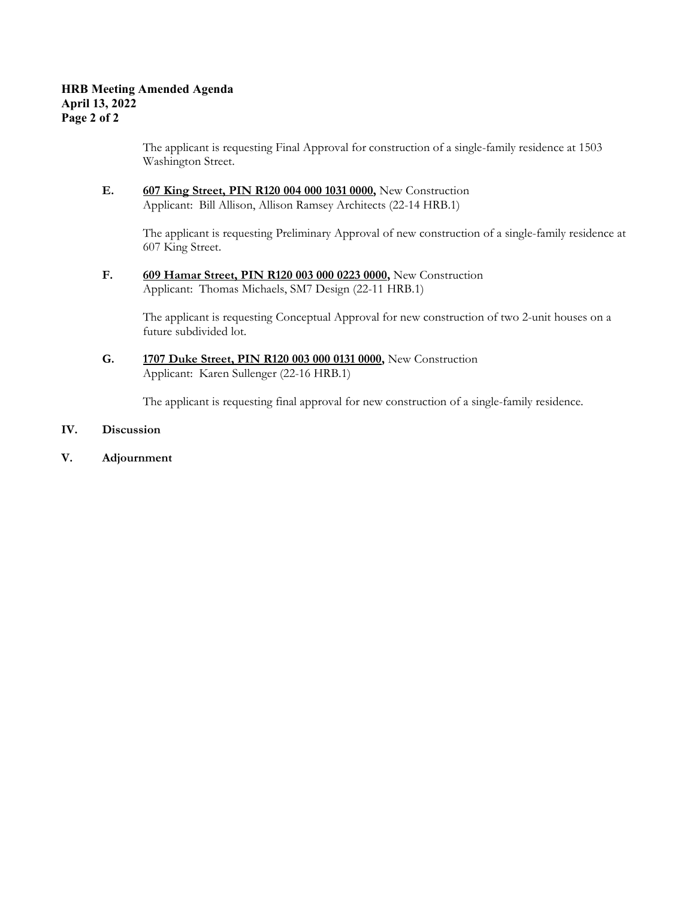The applicant is requesting Final Approval for construction of a single-family residence at 1503 Washington Street.

**E.** **607 King Street, PIN R120 004 000 1031 0000,** New Construction
Applicant: Bill Allison, Allison Ramsey Architects (22-14 HRB.1)

The applicant is requesting Preliminary Approval of new construction of a single-family residence at 607 King Street.

**F.** **609 Hamar Street, PIN R120 003 000 0223 0000,** New Construction
Applicant: Thomas Michaels, SM7 Design (22-11 HRB.1)

The applicant is requesting Conceptual Approval for new construction of two 2-unit houses on a future subdivided lot.

**G.** **1707 Duke Street, PIN R120 003 000 0131 0000,** New Construction
Applicant: Karen Sullenger (22-16 HRB.1)

The applicant is requesting final approval for new construction of a single-family residence.

**IV. Discussion**

**V. Adjournment**